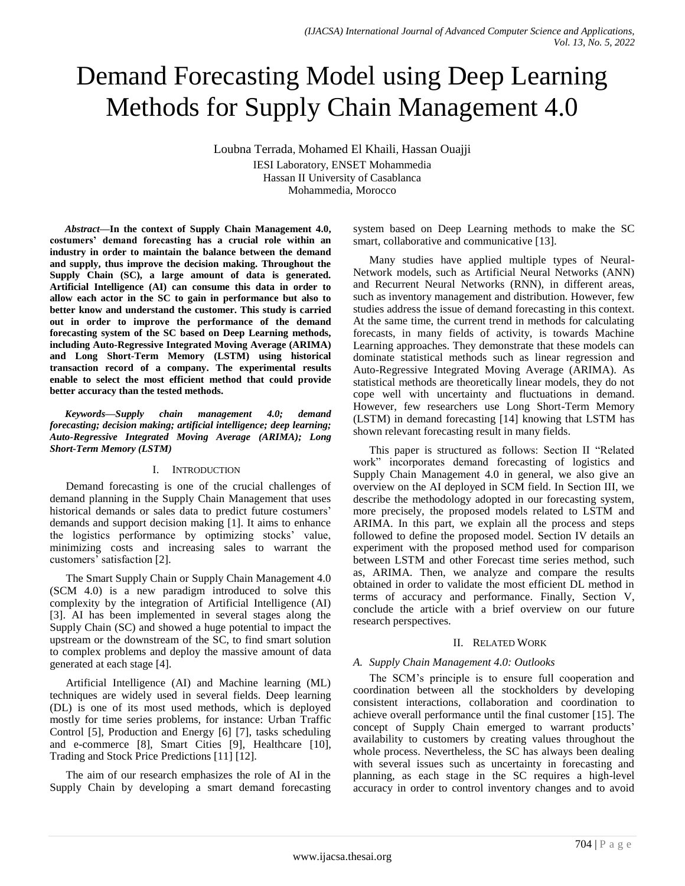# Demand Forecasting Model using Deep Learning Methods for Supply Chain Management 4.0

Loubna Terrada, Mohamed El Khaili, Hassan Ouajji

IESI Laboratory, ENSET Mohammedia
Hassan II University of Casablanca
Mohammedia, Morocco

***Abstract*—In the context of Supply Chain Management 4.0, costumers' demand forecasting has a crucial role within an industry in order to maintain the balance between the demand and supply, thus improve the decision making. Throughout the Supply Chain (SC), a large amount of data is generated. Artificial Intelligence (AI) can consume this data in order to allow each actor in the SC to gain in performance but also to better know and understand the customer. This study is carried out in order to improve the performance of the demand forecasting system of the SC based on Deep Learning methods, including Auto-Regressive Integrated Moving Average (ARIMA) and Long Short-Term Memory (LSTM) using historical transaction record of a company. The experimental results enable to select the most efficient method that could provide better accuracy than the tested methods.**

***Keywords—Supply chain management 4.0; demand forecasting; decision making; artificial intelligence; deep learning; Auto-Regressive Integrated Moving Average (ARIMA); Long Short-Term Memory (LSTM)***

## I. Introduction

Demand forecasting is one of the crucial challenges of demand planning in the Supply Chain Management that uses historical demands or sales data to predict future costumers' demands and support decision making [1]. It aims to enhance the logistics performance by optimizing stocks' value, minimizing costs and increasing sales to warrant the customers' satisfaction [2].

The Smart Supply Chain or Supply Chain Management 4.0 (SCM 4.0) is a new paradigm introduced to solve this complexity by the integration of Artificial Intelligence (AI) [3]. AI has been implemented in several stages along the Supply Chain (SC) and showed a huge potential to impact the upstream or the downstream of the SC, to find smart solution to complex problems and deploy the massive amount of data generated at each stage [4].

Artificial Intelligence (AI) and Machine learning (ML) techniques are widely used in several fields. Deep learning (DL) is one of its most used methods, which is deployed mostly for time series problems, for instance: Urban Traffic Control [5], Production and Energy [6] [7], tasks scheduling and e-commerce [8], Smart Cities [9], Healthcare [10], Trading and Stock Price Predictions [11] [12].

The aim of our research emphasizes the role of AI in the Supply Chain by developing a smart demand forecasting system based on Deep Learning methods to make the SC smart, collaborative and communicative [13].

Many studies have applied multiple types of Neural-Network models, such as Artificial Neural Networks (ANN) and Recurrent Neural Networks (RNN), in different areas, such as inventory management and distribution. However, few studies address the issue of demand forecasting in this context. At the same time, the current trend in methods for calculating forecasts, in many fields of activity, is towards Machine Learning approaches. They demonstrate that these models can dominate statistical methods such as linear regression and Auto-Regressive Integrated Moving Average (ARIMA). As statistical methods are theoretically linear models, they do not cope well with uncertainty and fluctuations in demand. However, few researchers use Long Short-Term Memory (LSTM) in demand forecasting [14] knowing that LSTM has shown relevant forecasting result in many fields.

This paper is structured as follows: Section II "Related work" incorporates demand forecasting of logistics and Supply Chain Management 4.0 in general, we also give an overview on the AI deployed in SCM field. In Section III, we describe the methodology adopted in our forecasting system, more precisely, the proposed models related to LSTM and ARIMA. In this part, we explain all the process and steps followed to define the proposed model. Section IV details an experiment with the proposed method used for comparison between LSTM and other Forecast time series method, such as, ARIMA. Then, we analyze and compare the results obtained in order to validate the most efficient DL method in terms of accuracy and performance. Finally, Section V, conclude the article with a brief overview on our future research perspectives.

## II. Related Work

### A. Supply Chain Management 4.0: Outlooks

The SCM's principle is to ensure full cooperation and coordination between all the stockholders by developing consistent interactions, collaboration and coordination to achieve overall performance until the final customer [15]. The concept of Supply Chain emerged to warrant products' availability to customers by creating values throughout the whole process. Nevertheless, the SC has always been dealing with several issues such as uncertainty in forecasting and planning, as each stage in the SC requires a high-level accuracy in order to control inventory changes and to avoid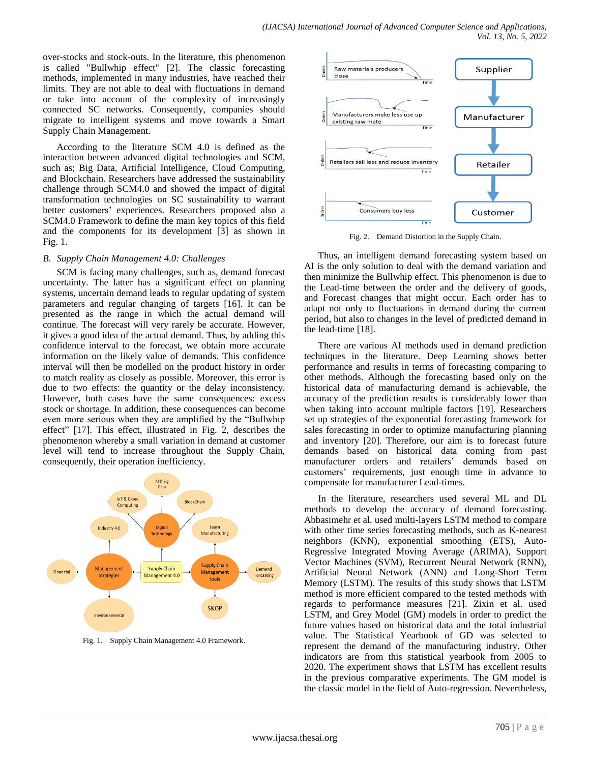over-stocks and stock-outs. In the literature, this phenomenon is called "Bullwhip effect" [2]. The classic forecasting methods, implemented in many industries, have reached their limits. They are not able to deal with fluctuations in demand or take into account of the complexity of increasingly connected SC networks. Consequently, companies should migrate to intelligent systems and move towards a Smart Supply Chain Management.

According to the literature SCM 4.0 is defined as the interaction between advanced digital technologies and SCM, such as; Big Data, Artificial Intelligence, Cloud Computing, and Blockchain. Researchers have addressed the sustainability challenge through SCM4.0 and showed the impact of digital transformation technologies on SC sustainability to warrant better customers' experiences. Researchers proposed also a SCM4.0 Framework to define the main key topics of this field and the components for its development [3] as shown in Fig. 1.

### B. Supply Chain Management 4.0: Challenges

SCM is facing many challenges, such as, demand forecast uncertainty. The latter has a significant effect on planning systems, uncertain demand leads to regular updating of system parameters and regular changing of targets [16]. It can be presented as the range in which the actual demand will continue. The forecast will very rarely be accurate. However, it gives a good idea of the actual demand. Thus, by adding this confidence interval to the forecast, we obtain more accurate information on the likely value of demands. This confidence interval will then be modelled on the product history in order to match reality as closely as possible. Moreover, this error is due to two effects: the quantity or the delay inconsistency. However, both cases have the same consequences: excess stock or shortage. In addition, these consequences can become even more serious when they are amplified by the "Bullwhip effect" [17]. This effect, illustrated in Fig. 2, describes the phenomenon whereby a small variation in demand at customer level will tend to increase throughout the Supply Chain, consequently, their operation inefficiency.

Fig. 1. Supply Chain Management 4.0 Framework.

Fig. 2. Demand Distortion in the Supply Chain.

Thus, an intelligent demand forecasting system based on AI is the only solution to deal with the demand variation and then minimize the Bullwhip effect. This phenomenon is due to the Lead-time between the order and the delivery of goods, and Forecast changes that might occur. Each order has to adapt not only to fluctuations in demand during the current period, but also to changes in the level of predicted demand in the lead-time [18].

There are various AI methods used in demand prediction techniques in the literature. Deep Learning shows better performance and results in terms of forecasting comparing to other methods. Although the forecasting based only on the historical data of manufacturing demand is achievable, the accuracy of the prediction results is considerably lower than when taking into account multiple factors [19]. Researchers set up strategies of the exponential forecasting framework for sales forecasting in order to optimize manufacturing planning and inventory [20]. Therefore, our aim is to forecast future demands based on historical data coming from past manufacturer orders and retailers' demands based on customers' requirements, just enough time in advance to compensate for manufacturer Lead-times.

In the literature, researchers used several ML and DL methods to develop the accuracy of demand forecasting. Abbasimehr et al. used multi-layers LSTM method to compare with other time series forecasting methods, such as K-nearest neighbors (KNN), exponential smoothing (ETS), Auto-Regressive Integrated Moving Average (ARIMA), Support Vector Machines (SVM), Recurrent Neural Network (RNN), Artificial Neural Network (ANN) and Long-Short Term Memory (LSTM). The results of this study shows that LSTM method is more efficient compared to the tested methods with regards to performance measures [21]. Zixin et al. used LSTM, and Grey Model (GM) models in order to predict the future values based on historical data and the total industrial value. The Statistical Yearbook of GD was selected to represent the demand of the manufacturing industry. Other indicators are from this statistical yearbook from 2005 to 2020. The experiment shows that LSTM has excellent results in the previous comparative experiments. The GM model is the classic model in the field of Auto-regression. Nevertheless,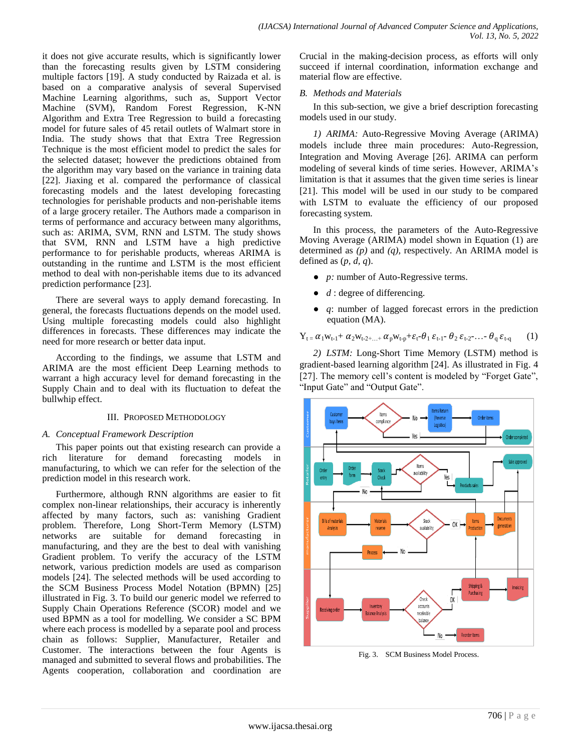it does not give accurate results, which is significantly lower than the forecasting results given by LSTM considering multiple factors [19]. A study conducted by Raizada et al. is based on a comparative analysis of several Supervised Machine Learning algorithms, such as, Support Vector Machine (SVM), Random Forest Regression, K-NN Algorithm and Extra Tree Regression to build a forecasting model for future sales of 45 retail outlets of Walmart store in India. The study shows that that Extra Tree Regression Technique is the most efficient model to predict the sales for the selected dataset; however the predictions obtained from the algorithm may vary based on the variance in training data [22]. Jiaxing et al. compared the performance of classical forecasting models and the latest developing forecasting technologies for perishable products and non-perishable items of a large grocery retailer. The Authors made a comparison in terms of performance and accuracy between many algorithms, such as: ARIMA, SVM, RNN and LSTM. The study shows that SVM, RNN and LSTM have a high predictive performance to for perishable products, whereas ARIMA is outstanding in the runtime and LSTM is the most efficient method to deal with non-perishable items due to its advanced prediction performance [23].

There are several ways to apply demand forecasting. In general, the forecasts fluctuations depends on the model used. Using multiple forecasting models could also highlight differences in forecasts. These differences may indicate the need for more research or better data input.

According to the findings, we assume that LSTM and ARIMA are the most efficient Deep Learning methods to warrant a high accuracy level for demand forecasting in the Supply Chain and to deal with its fluctuation to defeat the bullwhip effect.

## III. Proposed Methodology

### A. Conceptual Framework Description

This paper points out that existing research can provide a rich literature for demand forecasting models in manufacturing, to which we can refer for the selection of the prediction model in this research work.

Furthermore, although RNN algorithms are easier to fit complex non-linear relationships, their accuracy is inherently affected by many factors, such as: vanishing Gradient problem. Therefore, Long Short-Term Memory (LSTM) networks are suitable for demand forecasting in manufacturing, and they are the best to deal with vanishing Gradient problem. To verify the accuracy of the LSTM network, various prediction models are used as comparison models [24]. The selected methods will be used according to the SCM Business Process Model Notation (BPMN) [25] illustrated in Fig. 3. To build our generic model we referred to Supply Chain Operations Reference (SCOR) model and we used BPMN as a tool for modelling. We consider a SC BPM where each process is modelled by a separate pool and process chain as follows: Supplier, Manufacturer, Retailer and Customer. The interactions between the four Agents is managed and submitted to several flows and probabilities. The Agents cooperation, collaboration and coordination are Crucial in the making-decision process, as efforts will only succeed if internal coordination, information exchange and material flow are effective.

### B. Methods and Materials

In this sub-section, we give a brief description forecasting models used in our study.

*1) ARIMA:* Auto-Regressive Moving Average (ARIMA) models include three main procedures: Auto-Regression, Integration and Moving Average [26]. ARIMA can perform modeling of several kinds of time series. However, ARIMA's limitation is that it assumes that the given time series is linear [21]. This model will be used in our study to be compared with LSTM to evaluate the efficiency of our proposed forecasting system.

In this process, the parameters of the Auto-Regressive Moving Average (ARIMA) model shown in Equation (1) are determined as *(p)* and *(q)*, respectively. An ARIMA model is defined as (*p*, *d*, *q*).

- *p:* number of Auto-Regressive terms.
- *d* : degree of differencing.
- *q*: number of lagged forecast errors in the prediction equation (MA).

$$Y_t = \alpha_1 w_{t-1} + \alpha_2 w_{t-2} + \ldots + \alpha_p w_{t-p} + \varepsilon_t - \theta_1 \varepsilon_{t-1} - \theta_2 \varepsilon_{t-2} - \ldots - \theta_q \varepsilon_{t-q} \quad (1)$$

*2) LSTM:* Long-Short Time Memory (LSTM) method is gradient-based learning algorithm [24]. As illustrated in Fig. 4 [27]. The memory cell's content is modeled by "Forget Gate", "Input Gate" and "Output Gate".

Fig. 3. SCM Business Model Process.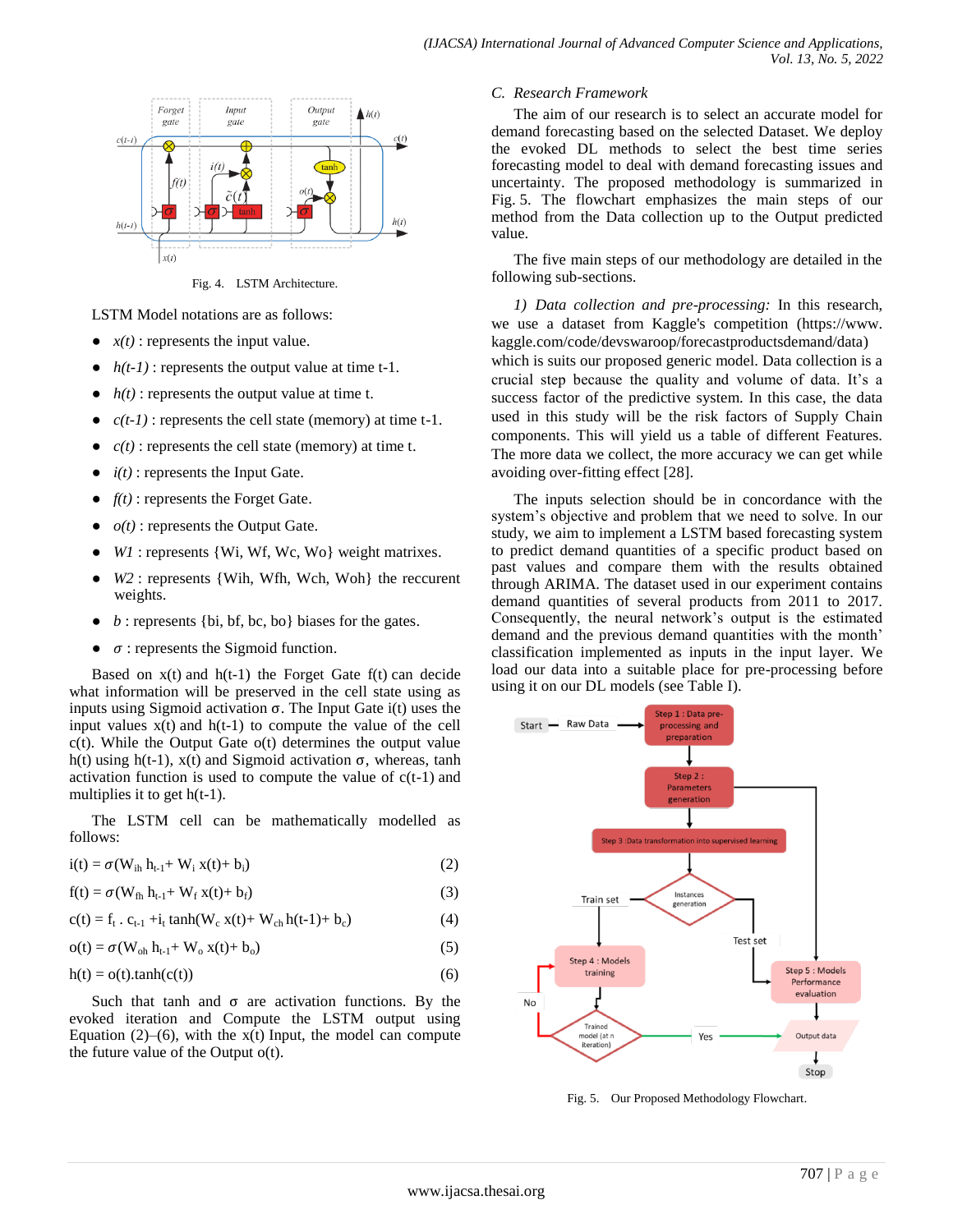Fig. 4. LSTM Architecture.

LSTM Model notations are as follows:

- *x(t)* : represents the input value.
- *h(t-1)* : represents the output value at time t-1.
- *h(t)* : represents the output value at time t.
- *c(t-1)* : represents the cell state (memory) at time t-1.
- *c(t)* : represents the cell state (memory) at time t.
- *i(t)* : represents the Input Gate.
- *f(t)* : represents the Forget Gate.
- *o(t)* : represents the Output Gate.
- *W1* : represents {Wi, Wf, Wc, Wo} weight matrixes.
- *W2* : represents {Wih, Wfh, Wch, Woh} the reccurent weights.
- *b* : represents {bi, bf, bc, bo} biases for the gates.
- $\sigma$ : represents the Sigmoid function.

Based on x(t) and h(t-1) the Forget Gate f(t) can decide what information will be preserved in the cell state using as inputs using Sigmoid activation $\sigma$. The Input Gate i(t) uses the input values x(t) and h(t-1) to compute the value of the cell c(t). While the Output Gate o(t) determines the output value h(t) using h(t-1), x(t) and Sigmoid activation $\sigma$, whereas, tanh activation function is used to compute the value of c(t-1) and multiplies it to get h(t-1).

The LSTM cell can be mathematically modelled as follows:

$$i(t) = \sigma(W_{ih}\, h_{t-1} + W_i\, x(t) + b_i) \quad (2)$$

$$f(t) = \sigma(W_{fh}\, h_{t-1} + W_f\, x(t) + b_f) \quad (3)$$

$$c(t) = f_t \,.\, c_{t-1} + i_t \tanh(W_c\, x(t) + W_{ch}\, h(t-1) + b_c) \quad (4)$$

$$o(t) = \sigma(W_{oh}\, h_{t-1} + W_o\, x(t) + b_o) \quad (5)$$

$$h(t) = o(t).\tanh(c(t)) \quad (6)$$

Such that tanh and $\sigma$ are activation functions. By the evoked iteration and Compute the LSTM output using Equation (2)–(6), with the x(t) Input, the model can compute the future value of the Output o(t).

### C. Research Framework

The aim of our research is to select an accurate model for demand forecasting based on the selected Dataset. We deploy the evoked DL methods to select the best time series forecasting model to deal with demand forecasting issues and uncertainty. The proposed methodology is summarized in Fig. 5. The flowchart emphasizes the main steps of our method from the Data collection up to the Output predicted value.

The five main steps of our methodology are detailed in the following sub-sections.

*1) Data collection and pre-processing:* In this research, we use a dataset from Kaggle's competition (https://www.kaggle.com/code/devswaroop/forecastproductsdemand/data) which is suits our proposed generic model. Data collection is a crucial step because the quality and volume of data. It's a success factor of the predictive system. In this case, the data used in this study will be the risk factors of Supply Chain components. This will yield us a table of different Features. The more data we collect, the more accuracy we can get while avoiding over-fitting effect [28].

The inputs selection should be in concordance with the system's objective and problem that we need to solve. In our study, we aim to implement a LSTM based forecasting system to predict demand quantities of a specific product based on past values and compare them with the results obtained through ARIMA. The dataset used in our experiment contains demand quantities of several products from 2011 to 2017. Consequently, the neural network's output is the estimated demand and the previous demand quantities with the month' classification implemented as inputs in the input layer. We load our data into a suitable place for pre-processing before using it on our DL models (see Table I).

Fig. 5. Our Proposed Methodology Flowchart.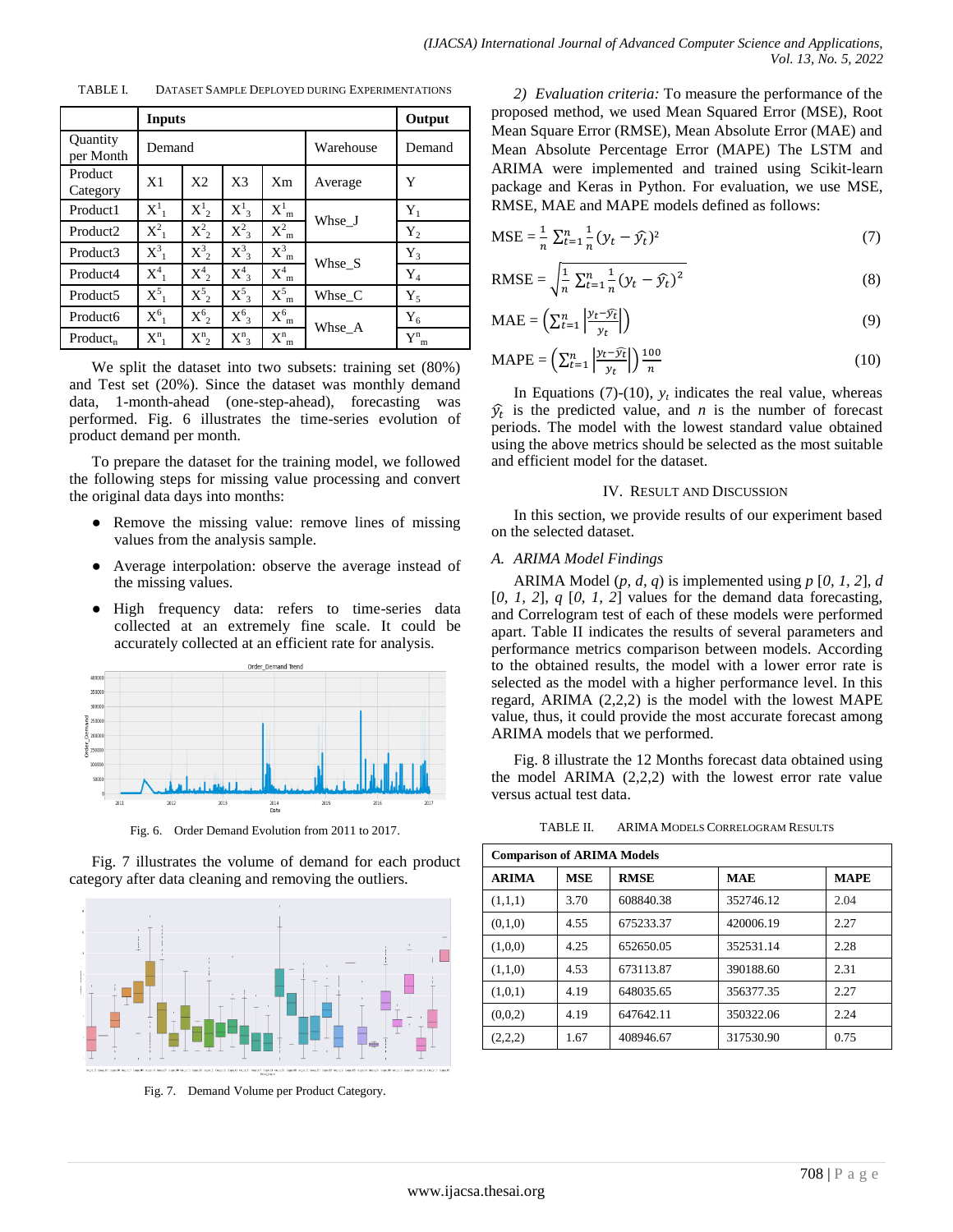TABLE I. DATASET SAMPLE DEPLOYED DURING EXPERIMENTATIONS

| | Inputs | | | | | Output |
|---|---|---|---|---|---|---|
| Quantity per Month | Demand | | | | Warehouse | Demand |
| Product Category | X1 | X2 | X3 | Xm | Average | Y |
| Product1 | $X^1_1$ | $X^1_2$ | $X^1_3$ | $X^1_m$ | Whse_J | $Y_1$ |
| Product2 | $X^2_1$ | $X^2_2$ | $X^2_3$ | $X^2_m$ | | $Y_2$ |
| Product3 | $X^3_1$ | $X^3_2$ | $X^3_3$ | $X^3_m$ | Whse_S | $Y_3$ |
| Product4 | $X^4_1$ | $X^4_2$ | $X^4_3$ | $X^4_m$ | | $Y_4$ |
| Product5 | $X^5_1$ | $X^5_2$ | $X^5_3$ | $X^5_m$ | Whse_C | $Y_5$ |
| Product6 | $X^6_1$ | $X^6_2$ | $X^6_3$ | $X^6_m$ | Whse_A | $Y_6$ |
| $\text{Product}_n$ | $X^n_1$ | $X^n_2$ | $X^n_3$ | $X^n_m$ | | $Y^n_m$ |

We split the dataset into two subsets: training set (80%) and Test set (20%). Since the dataset was monthly demand data, 1-month-ahead (one-step-ahead), forecasting was performed. Fig. 6 illustrates the time-series evolution of product demand per month.

To prepare the dataset for the training model, we followed the following steps for missing value processing and convert the original data days into months:

- Remove the missing value: remove lines of missing values from the analysis sample.
- Average interpolation: observe the average instead of the missing values.
- High frequency data: refers to time-series data collected at an extremely fine scale. It could be accurately collected at an efficient rate for analysis.

Fig. 6. Order Demand Evolution from 2011 to 2017.

Fig. 7 illustrates the volume of demand for each product category after data cleaning and removing the outliers.

Fig. 7. Demand Volume per Product Category.

*2) Evaluation criteria:* To measure the performance of the proposed method, we used Mean Squared Error (MSE), Root Mean Square Error (RMSE), Mean Absolute Error (MAE) and Mean Absolute Percentage Error (MAPE) The LSTM and ARIMA were implemented and trained using Scikit-learn package and Keras in Python. For evaluation, we use MSE, RMSE, MAE and MAPE models defined as follows:

$$\text{MSE} = \frac{1}{n}\sum_{t=1}^{n}\frac{1}{n}(y_t - \hat{y}_t)^2 \quad (7)$$

$$\text{RMSE} = \sqrt{\frac{1}{n}\sum_{t=1}^{n}\frac{1}{n}(y_t - \hat{y}_t)^2} \quad (8)$$

$$\text{MAE} = \left(\sum_{t=1}^{n}\left|\frac{y_t - \hat{y}_t}{y_t}\right|\right) \quad (9)$$

$$\text{MAPE} = \left(\sum_{t=1}^{n}\left|\frac{y_t - \hat{y}_t}{y_t}\right|\right)\frac{100}{n} \quad (10)$$

In Equations (7)-(10), $y_t$ indicates the real value, whereas $\hat{y}_t$ is the predicted value, and $n$ is the number of forecast periods. The model with the lowest standard value obtained using the above metrics should be selected as the most suitable and efficient model for the dataset.

## IV. RESULT AND DISCUSSION

In this section, we provide results of our experiment based on the selected dataset.

### *A. ARIMA Model Findings*

ARIMA Model ($p, d, q$) is implemented using $p$ [0, 1, 2], $d$ [0, 1, 2], $q$ [0, 1, 2] values for the demand data forecasting, and Correlogram test of each of these models were performed apart. Table II indicates the results of several parameters and performance metrics comparison between models. According to the obtained results, the model with a lower error rate is selected as the model with a higher performance level. In this regard, ARIMA (2,2,2) is the model with the lowest MAPE value, thus, it could provide the most accurate forecast among ARIMA models that we performed.

Fig. 8 illustrate the 12 Months forecast data obtained using the model ARIMA (2,2,2) with the lowest error rate value versus actual test data.

TABLE II. ARIMA MODELS CORRELOGRAM RESULTS

| **Comparison of ARIMA Models** | | | | |
|---|---|---|---|---|
| **ARIMA** | **MSE** | **RMSE** | **MAE** | **MAPE** |
| (1,1,1) | 3.70 | 608840.38 | 352746.12 | 2.04 |
| (0,1,0) | 4.55 | 675233.37 | 420006.19 | 2.27 |
| (1,0,0) | 4.25 | 652650.05 | 352531.14 | 2.28 |
| (1,1,0) | 4.53 | 673113.87 | 390188.60 | 2.31 |
| (1,0,1) | 4.19 | 648035.65 | 356377.35 | 2.27 |
| (0,0,2) | 4.19 | 647642.11 | 350322.06 | 2.24 |
| (2,2,2) | 1.67 | 408946.67 | 317530.90 | 0.75 |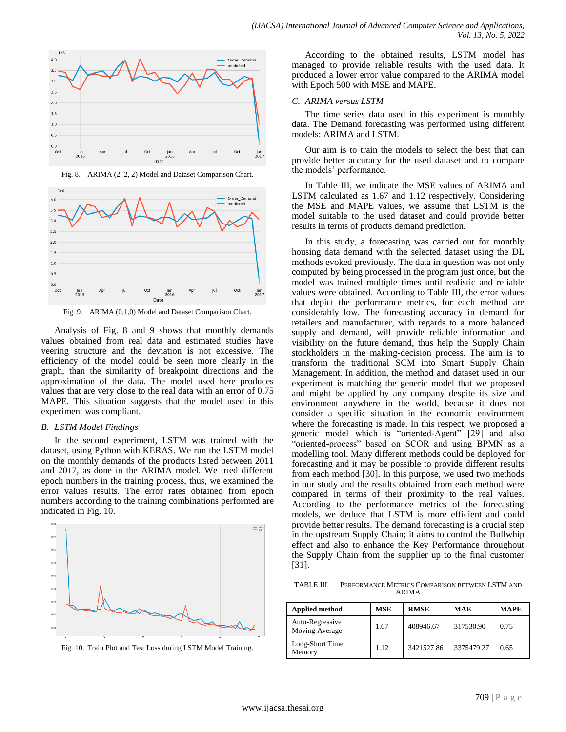Fig. 8. ARIMA (2, 2, 2) Model and Dataset Comparison Chart.

Fig. 9. ARIMA (0,1,0) Model and Dataset Comparison Chart.

Analysis of Fig. 8 and 9 shows that monthly demands values obtained from real data and estimated studies have veering structure and the deviation is not excessive. The efficiency of the model could be seen more clearly in the graph, than the similarity of breakpoint directions and the approximation of the data. The model used here produces values that are very close to the real data with an error of 0.75 MAPE. This situation suggests that the model used in this experiment was compliant.

### *B. LSTM Model Findings*

In the second experiment, LSTM was trained with the dataset, using Python with KERAS. We run the LSTM model on the monthly demands of the products listed between 2011 and 2017, as done in the ARIMA model. We tried different epoch numbers in the training process, thus, we examined the error values results. The error rates obtained from epoch numbers according to the training combinations performed are indicated in Fig. 10.

Fig. 10. Train Plot and Test Loss during LSTM Model Training.

According to the obtained results, LSTM model has managed to provide reliable results with the used data. It produced a lower error value compared to the ARIMA model with Epoch 500 with MSE and MAPE.

### *C. ARIMA versus LSTM*

The time series data used in this experiment is monthly data. The Demand forecasting was performed using different models: ARIMA and LSTM.

Our aim is to train the models to select the best that can provide better accuracy for the used dataset and to compare the models' performance.

In Table III, we indicate the MSE values of ARIMA and LSTM calculated as 1.67 and 1.12 respectively. Considering the MSE and MAPE values, we assume that LSTM is the model suitable to the used dataset and could provide better results in terms of products demand prediction.

In this study, a forecasting was carried out for monthly housing data demand with the selected dataset using the DL methods evoked previously. The data in question was not only computed by being processed in the program just once, but the model was trained multiple times until realistic and reliable values were obtained. According to Table III, the error values that depict the performance metrics, for each method are considerably low. The forecasting accuracy in demand for retailers and manufacturer, with regards to a more balanced supply and demand, will provide reliable information and visibility on the future demand, thus help the Supply Chain stockholders in the making-decision process. The aim is to transform the traditional SCM into Smart Supply Chain Management. In addition, the method and dataset used in our experiment is matching the generic model that we proposed and might be applied by any company despite its size and environment anywhere in the world, because it does not consider a specific situation in the economic environment where the forecasting is made. In this respect, we proposed a generic model which is "oriented-Agent" [29] and also "oriented-process" based on SCOR and using BPMN as a modelling tool. Many different methods could be deployed for forecasting and it may be possible to provide different results from each method [30]. In this purpose, we used two methods in our study and the results obtained from each method were compared in terms of their proximity to the real values. According to the performance metrics of the forecasting models, we deduce that LSTM is more efficient and could provide better results. The demand forecasting is a crucial step in the upstream Supply Chain; it aims to control the Bullwhip effect and also to enhance the Key Performance throughout the Supply Chain from the supplier up to the final customer [31].

TABLE III. PERFORMANCE METRICS COMPARISON BETWEEN LSTM AND ARIMA

| Applied method | MSE | RMSE | MAE | MAPE |
|---|---|---|---|---|
| Auto-Regressive Moving Average | 1.67 | 408946.67 | 317530.90 | 0.75 |
| Long-Short Time Memory | 1.12 | 3421527.86 | 3375479.27 | 0.65 |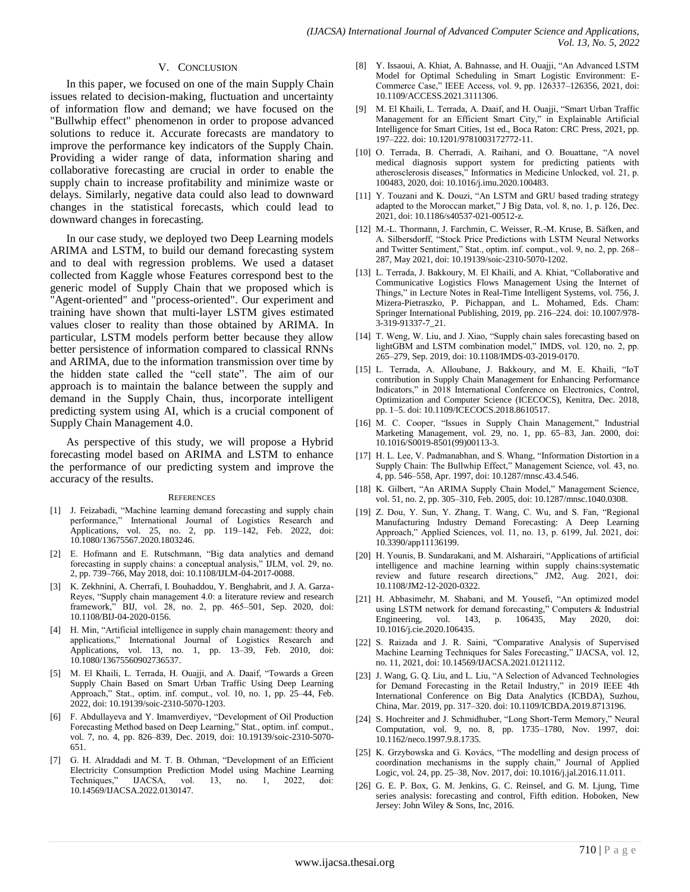## V. Conclusion

In this paper, we focused on one of the main Supply Chain issues related to decision-making, fluctuation and uncertainty of information flow and demand; we have focused on the "Bullwhip effect" phenomenon in order to propose advanced solutions to reduce it. Accurate forecasts are mandatory to improve the performance key indicators of the Supply Chain. Providing a wider range of data, information sharing and collaborative forecasting are crucial in order to enable the supply chain to increase profitability and minimize waste or delays. Similarly, negative data could also lead to downward changes in the statistical forecasts, which could lead to downward changes in forecasting.

In our case study, we deployed two Deep Learning models ARIMA and LSTM, to build our demand forecasting system and to deal with regression problems. We used a dataset collected from Kaggle whose Features correspond best to the generic model of Supply Chain that we proposed which is "Agent-oriented" and "process-oriented". Our experiment and training have shown that multi-layer LSTM gives estimated values closer to reality than those obtained by ARIMA. In particular, LSTM models perform better because they allow better persistence of information compared to classical RNNs and ARIMA, due to the information transmission over time by the hidden state called the "cell state". The aim of our approach is to maintain the balance between the supply and demand in the Supply Chain, thus, incorporate intelligent predicting system using AI, which is a crucial component of Supply Chain Management 4.0.

As perspective of this study, we will propose a Hybrid forecasting model based on ARIMA and LSTM to enhance the performance of our predicting system and improve the accuracy of the results.

## References

[1] J. Feizabadi, "Machine learning demand forecasting and supply chain performance," International Journal of Logistics Research and Applications, vol. 25, no. 2, pp. 119–142, Feb. 2022, doi: 10.1080/13675567.2020.1803246.

[2] E. Hofmann and E. Rutschmann, "Big data analytics and demand forecasting in supply chains: a conceptual analysis," IJLM, vol. 29, no. 2, pp. 739–766, May 2018, doi: 10.1108/IJLM-04-2017-0088.

[3] K. Zekhnini, A. Cherrafi, I. Bouhaddou, Y. Benghabrit, and J. A. Garza-Reyes, "Supply chain management 4.0: a literature review and research framework," BIJ, vol. 28, no. 2, pp. 465–501, Sep. 2020, doi: 10.1108/BIJ-04-2020-0156.

[4] H. Min, "Artificial intelligence in supply chain management: theory and applications," International Journal of Logistics Research and Applications, vol. 13, no. 1, pp. 13–39, Feb. 2010, doi: 10.1080/13675560902736537.

[5] M. El Khaili, L. Terrada, H. Ouajji, and A. Daaif, "Towards a Green Supply Chain Based on Smart Urban Traffic Using Deep Learning Approach," Stat., optim. inf. comput., vol. 10, no. 1, pp. 25–44, Feb. 2022, doi: 10.19139/soic-2310-5070-1203.

[6] F. Abdullayeva and Y. Imamverdiyev, "Development of Oil Production Forecasting Method based on Deep Learning," Stat., optim. inf. comput., vol. 7, no. 4, pp. 826–839, Dec. 2019, doi: 10.19139/soic-2310-5070-651.

[7] G. H. Alraddadi and M. T. B. Othman, "Development of an Efficient Electricity Consumption Prediction Model using Machine Learning Techniques," IJACSA, vol. 13, no. 1, 2022, doi: 10.14569/IJACSA.2022.0130147.

[8] Y. Issaoui, A. Khiat, A. Bahnasse, and H. Ouajji, "An Advanced LSTM Model for Optimal Scheduling in Smart Logistic Environment: E-Commerce Case," IEEE Access, vol. 9, pp. 126337–126356, 2021, doi: 10.1109/ACCESS.2021.3111306.

[9] M. El Khaili, L. Terrada, A. Daaif, and H. Ouajji, "Smart Urban Traffic Management for an Efficient Smart City," in Explainable Artificial Intelligence for Smart Cities, 1st ed., Boca Raton: CRC Press, 2021, pp. 197–222. doi: 10.1201/9781003172772-11.

[10] O. Terrada, B. Cherradi, A. Raihani, and O. Bouattane, "A novel medical diagnosis support system for predicting patients with atherosclerosis diseases," Informatics in Medicine Unlocked, vol. 21, p. 100483, 2020, doi: 10.1016/j.imu.2020.100483.

[11] Y. Touzani and K. Douzi, "An LSTM and GRU based trading strategy adapted to the Moroccan market," J Big Data, vol. 8, no. 1, p. 126, Dec. 2021, doi: 10.1186/s40537-021-00512-z.

[12] M.-L. Thormann, J. Farchmin, C. Weisser, R.-M. Kruse, B. Säfken, and A. Silbersdorff, "Stock Price Predictions with LSTM Neural Networks and Twitter Sentiment," Stat., optim. inf. comput., vol. 9, no. 2, pp. 268–287, May 2021, doi: 10.19139/soic-2310-5070-1202.

[13] L. Terrada, J. Bakkoury, M. El Khaili, and A. Khiat, "Collaborative and Communicative Logistics Flows Management Using the Internet of Things," in Lecture Notes in Real-Time Intelligent Systems, vol. 756, J. Mizera-Pietraszko, P. Pichappan, and L. Mohamed, Eds. Cham: Springer International Publishing, 2019, pp. 216–224. doi: 10.1007/978-3-319-91337-7_21.

[14] T. Weng, W. Liu, and J. Xiao, "Supply chain sales forecasting based on lightGBM and LSTM combination model," IMDS, vol. 120, no. 2, pp. 265–279, Sep. 2019, doi: 10.1108/IMDS-03-2019-0170.

[15] L. Terrada, A. Alloubane, J. Bakkoury, and M. E. Khaili, "IoT contribution in Supply Chain Management for Enhancing Performance Indicators," in 2018 International Conference on Electronics, Control, Optimization and Computer Science (ICECOCS), Kenitra, Dec. 2018, pp. 1–5. doi: 10.1109/ICECOCS.2018.8610517.

[16] M. C. Cooper, "Issues in Supply Chain Management," Industrial Marketing Management, vol. 29, no. 1, pp. 65–83, Jan. 2000, doi: 10.1016/S0019-8501(99)00113-3.

[17] H. L. Lee, V. Padmanabhan, and S. Whang, "Information Distortion in a Supply Chain: The Bullwhip Effect," Management Science, vol. 43, no. 4, pp. 546–558, Apr. 1997, doi: 10.1287/mnsc.43.4.546.

[18] K. Gilbert, "An ARIMA Supply Chain Model," Management Science, vol. 51, no. 2, pp. 305–310, Feb. 2005, doi: 10.1287/mnsc.1040.0308.

[19] Z. Dou, Y. Sun, Y. Zhang, T. Wang, C. Wu, and S. Fan, "Regional Manufacturing Industry Demand Forecasting: A Deep Learning Approach," Applied Sciences, vol. 11, no. 13, p. 6199, Jul. 2021, doi: 10.3390/app11136199.

[20] H. Younis, B. Sundarakani, and M. Alsharairi, "Applications of artificial intelligence and machine learning within supply chains:systematic review and future research directions," JM2, Aug. 2021, doi: 10.1108/JM2-12-2020-0322.

[21] H. Abbasimehr, M. Shabani, and M. Yousefi, "An optimized model using LSTM network for demand forecasting," Computers & Industrial Engineering, vol. 143, p. 106435, May 2020, doi: 10.1016/j.cie.2020.106435.

[22] S. Raizada and J. R. Saini, "Comparative Analysis of Supervised Machine Learning Techniques for Sales Forecasting," IJACSA, vol. 12, no. 11, 2021, doi: 10.14569/IJACSA.2021.0121112.

[23] J. Wang, G. Q. Liu, and L. Liu, "A Selection of Advanced Technologies for Demand Forecasting in the Retail Industry," in 2019 IEEE 4th International Conference on Big Data Analytics (ICBDA), Suzhou, China, Mar. 2019, pp. 317–320. doi: 10.1109/ICBDA.2019.8713196.

[24] S. Hochreiter and J. Schmidhuber, "Long Short-Term Memory," Neural Computation, vol. 9, no. 8, pp. 1735–1780, Nov. 1997, doi: 10.1162/neco.1997.9.8.1735.

[25] K. Grzybowska and G. Kovács, "The modelling and design process of coordination mechanisms in the supply chain," Journal of Applied Logic, vol. 24, pp. 25–38, Nov. 2017, doi: 10.1016/j.jal.2016.11.011.

[26] G. E. P. Box, G. M. Jenkins, G. C. Reinsel, and G. M. Ljung, Time series analysis: forecasting and control, Fifth edition. Hoboken, New Jersey: John Wiley & Sons, Inc, 2016.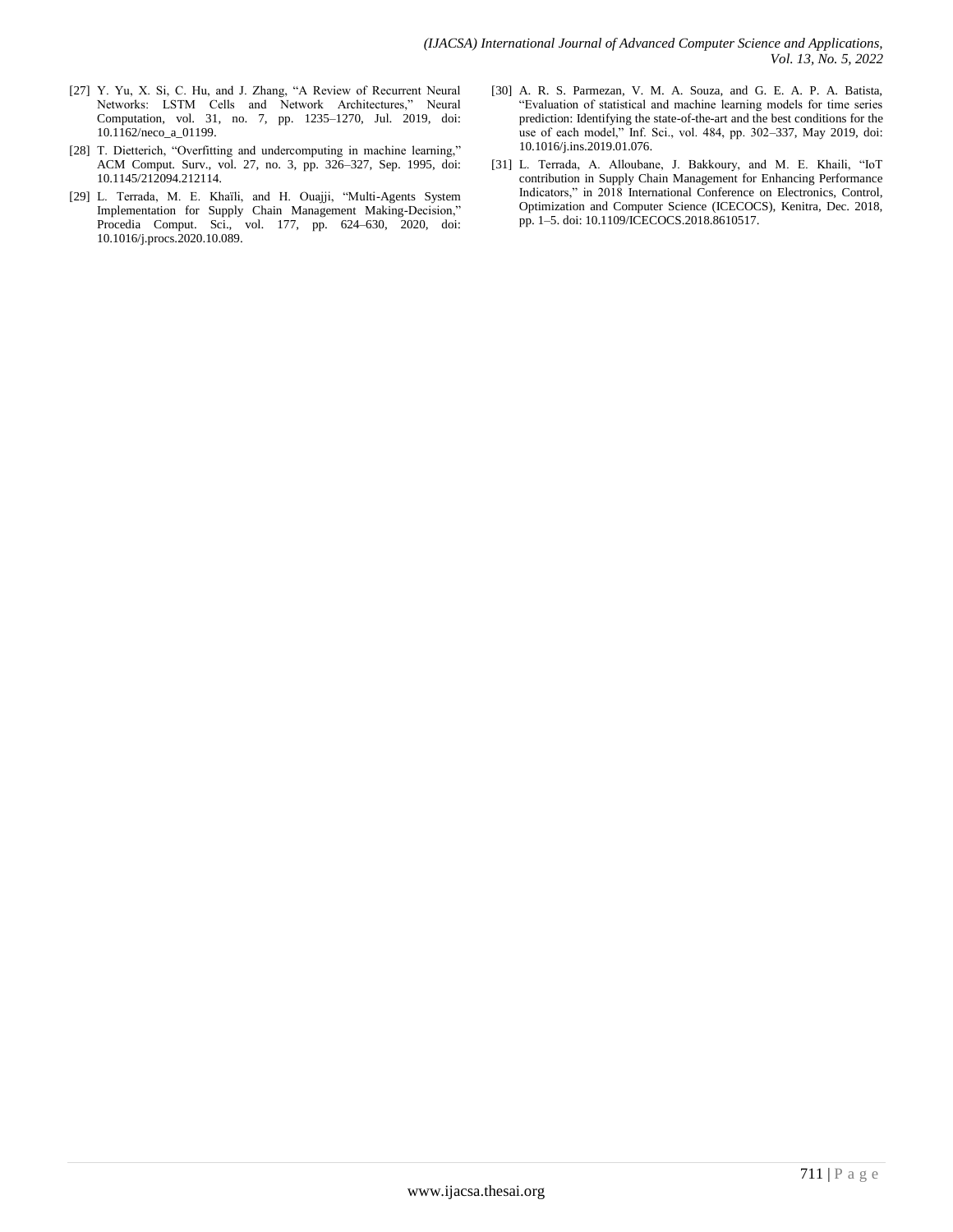[27] Y. Yu, X. Si, C. Hu, and J. Zhang, "A Review of Recurrent Neural Networks: LSTM Cells and Network Architectures," Neural Computation, vol. 31, no. 7, pp. 1235–1270, Jul. 2019, doi: 10.1162/neco_a_01199.

[28] T. Dietterich, "Overfitting and undercomputing in machine learning," ACM Comput. Surv., vol. 27, no. 3, pp. 326–327, Sep. 1995, doi: 10.1145/212094.212114.

[29] L. Terrada, M. E. Khaïli, and H. Ouajji, "Multi-Agents System Implementation for Supply Chain Management Making-Decision," Procedia Comput. Sci., vol. 177, pp. 624–630, 2020, doi: 10.1016/j.procs.2020.10.089.

[30] A. R. S. Parmezan, V. M. A. Souza, and G. E. A. P. A. Batista, "Evaluation of statistical and machine learning models for time series prediction: Identifying the state-of-the-art and the best conditions for the use of each model," Inf. Sci., vol. 484, pp. 302–337, May 2019, doi: 10.1016/j.ins.2019.01.076.

[31] L. Terrada, A. Alloubane, J. Bakkoury, and M. E. Khaili, "IoT contribution in Supply Chain Management for Enhancing Performance Indicators," in 2018 International Conference on Electronics, Control, Optimization and Computer Science (ICECOCS), Kenitra, Dec. 2018, pp. 1–5. doi: 10.1109/ICECOCS.2018.8610517.